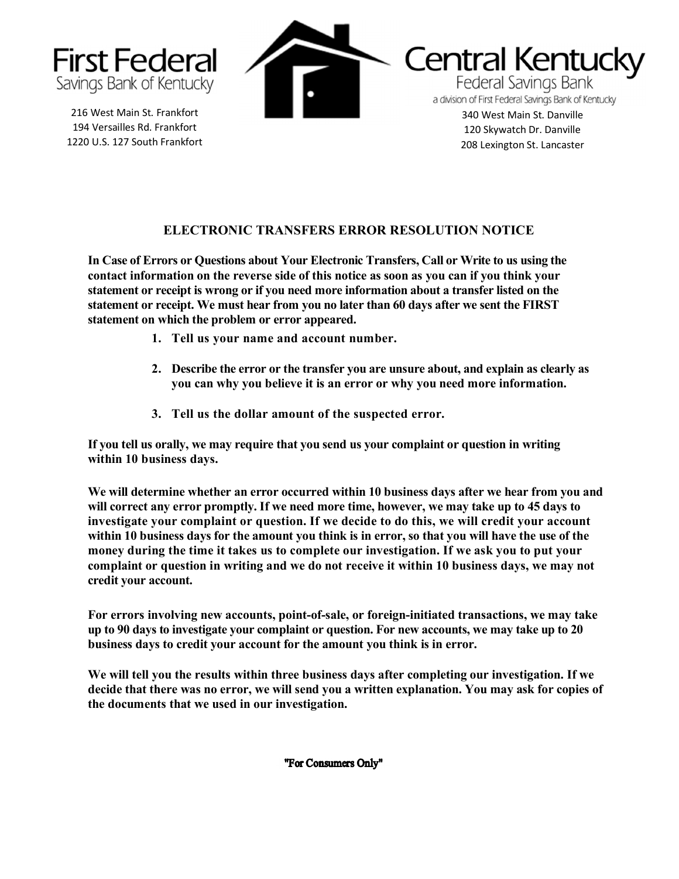**First Federal**
Savings Bank of Kentucky

216 West Main St. Frankfort
194 Versailles Rd. Frankfort
1220 U.S. 127 South Frankfort

**Central Kentucky**
Federal Savings Bank
a division of First Federal Savings Bank of Kentucky

340 West Main St. Danville
120 Skywatch Dr. Danville
208 Lexington St. Lancaster

# ELECTRONIC TRANSFERS ERROR RESOLUTION NOTICE

**In Case of Errors or Questions about Your Electronic Transfers, Call or Write to us using the contact information on the reverse side of this notice as soon as you can if you think your statement or receipt is wrong or if you need more information about a transfer listed on the statement or receipt. We must hear from you no later than 60 days after we sent the FIRST statement on which the problem or error appeared.**

1. **Tell us your name and account number.**
2. **Describe the error or the transfer you are unsure about, and explain as clearly as you can why you believe it is an error or why you need more information.**
3. **Tell us the dollar amount of the suspected error.**

**If you tell us orally, we may require that you send us your complaint or question in writing within 10 business days.**

**We will determine whether an error occurred within 10 business days after we hear from you and will correct any error promptly. If we need more time, however, we may take up to 45 days to investigate your complaint or question. If we decide to do this, we will credit your account within 10 business days for the amount you think is in error, so that you will have the use of the money during the time it takes us to complete our investigation. If we ask you to put your complaint or question in writing and we do not receive it within 10 business days, we may not credit your account.**

**For errors involving new accounts, point-of-sale, or foreign-initiated transactions, we may take up to 90 days to investigate your complaint or question. For new accounts, we may take up to 20 business days to credit your account for the amount you think is in error.**

**We will tell you the results within three business days after completing our investigation. If we decide that there was no error, we will send you a written explanation. You may ask for copies of the documents that we used in our investigation.**

**"For Consumers Only"**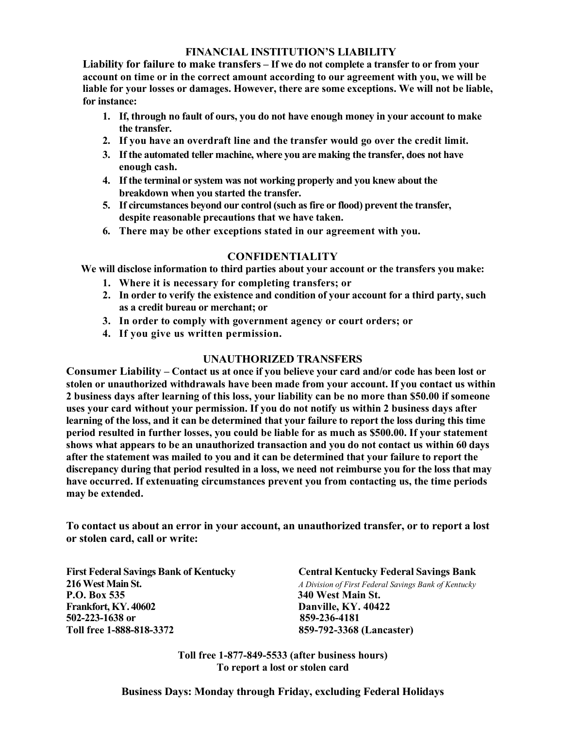## FINANCIAL INSTITUTION'S LIABILITY

**Liability for failure to make transfers – If we do not complete a transfer to or from your account on time or in the correct amount according to our agreement with you, we will be liable for your losses or damages. However, there are some exceptions. We will not be liable, for instance:**

1. **If, through no fault of ours, you do not have enough money in your account to make the transfer.**
2. **If you have an overdraft line and the transfer would go over the credit limit.**
3. **If the automated teller machine, where you are making the transfer, does not have enough cash.**
4. **If the terminal or system was not working properly and you knew about the breakdown when you started the transfer.**
5. **If circumstances beyond our control (such as fire or flood) prevent the transfer, despite reasonable precautions that we have taken.**
6. **There may be other exceptions stated in our agreement with you.**

## CONFIDENTIALITY

**We will disclose information to third parties about your account or the transfers you make:**

1. **Where it is necessary for completing transfers; or**
2. **In order to verify the existence and condition of your account for a third party, such as a credit bureau or merchant; or**
3. **In order to comply with government agency or court orders; or**
4. **If you give us written permission.**

## UNAUTHORIZED TRANSFERS

**Consumer Liability – Contact us at once if you believe your card and/or code has been lost or stolen or unauthorized withdrawals have been made from your account. If you contact us within 2 business days after learning of this loss, your liability can be no more than $50.00 if someone uses your card without your permission. If you do not notify us within 2 business days after learning of the loss, and it can be determined that your failure to report the loss during this time period resulted in further losses, you could be liable for as much as $500.00. If your statement shows what appears to be an unauthorized transaction and you do not contact us within 60 days after the statement was mailed to you and it can be determined that your failure to report the discrepancy during that period resulted in a loss, we need not reimburse you for the loss that may have occurred. If extenuating circumstances prevent you from contacting us, the time periods may be extended.**

**To contact us about an error in your account, an unauthorized transfer, or to report a lost or stolen card, call or write:**

**First Federal Savings Bank of Kentucky**
**216 West Main St.**
**P.O. Box 535**
**Frankfort, KY. 40602**
**502-223-1638 or**
**Toll free 1-888-818-3372**

**Central Kentucky Federal Savings Bank**
*A Division of First Federal Savings Bank of Kentucky*
**340 West Main St.**
**Danville, KY. 40422**
**859-236-4181**
**859-792-3368 (Lancaster)**

**Toll free 1-877-849-5533 (after business hours)**
**To report a lost or stolen card**

**Business Days: Monday through Friday, excluding Federal Holidays**